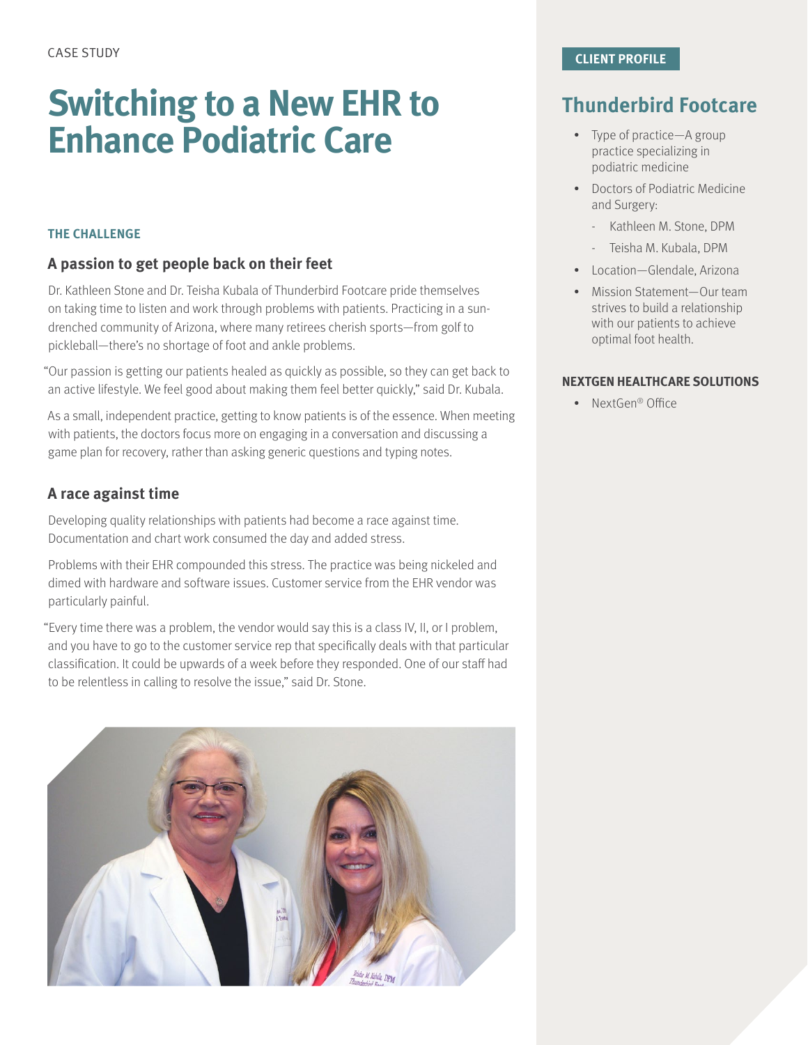CASE STUDY

# Switching to a New EHR to Enhance Podiatric Care

## THE CHALLENGE

### A passion to get people back on their feet

Dr. Kathleen Stone and Dr. Teisha Kubala of Thunderbird Footcare pride themselves on taking time to listen and work through problems with patients. Practicing in a sun-drenched community of Arizona, where many retirees cherish sports—from golf to pickleball—there's no shortage of foot and ankle problems.

"Our passion is getting our patients healed as quickly as possible, so they can get back to an active lifestyle. We feel good about making them feel better quickly," said Dr. Kubala.

As a small, independent practice, getting to know patients is of the essence. When meeting with patients, the doctors focus more on engaging in a conversation and discussing a game plan for recovery, rather than asking generic questions and typing notes.

### A race against time

Developing quality relationships with patients had become a race against time. Documentation and chart work consumed the day and added stress.

Problems with their EHR compounded this stress. The practice was being nickeled and dimed with hardware and software issues. Customer service from the EHR vendor was particularly painful.

"Every time there was a problem, the vendor would say this is a class IV, II, or I problem, and you have to go to the customer service rep that specifically deals with that particular classification. It could be upwards of a week before they responded. One of our staff had to be relentless in calling to resolve the issue," said Dr. Stone.

CLIENT PROFILE

## Thunderbird Footcare

- Type of practice—A group practice specializing in podiatric medicine
- Doctors of Podiatric Medicine and Surgery:
  - Kathleen M. Stone, DPM
  - Teisha M. Kubala, DPM
- Location—Glendale, Arizona
- Mission Statement—Our team strives to build a relationship with our patients to achieve optimal foot health.

**NEXTGEN HEALTHCARE SOLUTIONS**

- NextGen® Office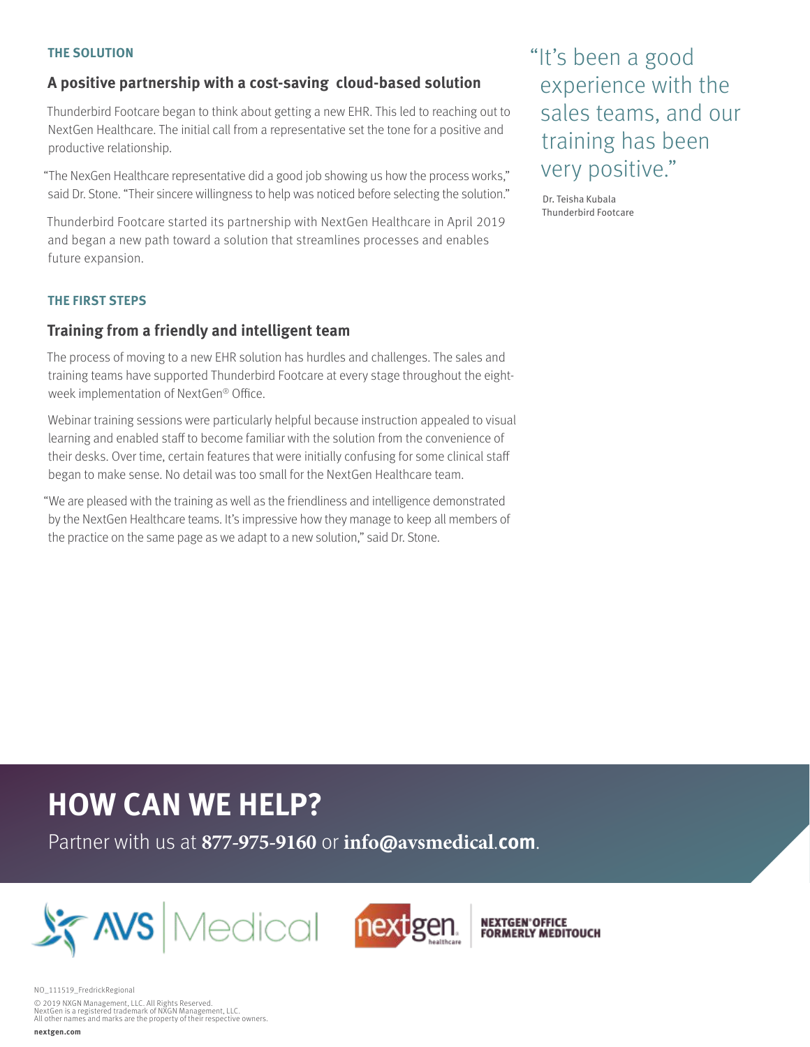THE SOLUTION

## A positive partnership with a cost-saving cloud-based solution

Thunderbird Footcare began to think about getting a new EHR. This led to reaching out to NextGen Healthcare. The initial call from a representative set the tone for a positive and productive relationship.

"The NexGen Healthcare representative did a good job showing us how the process works," said Dr. Stone. "Their sincere willingness to help was noticed before selecting the solution."

Thunderbird Footcare started its partnership with NextGen Healthcare in April 2019 and began a new path toward a solution that streamlines processes and enables future expansion.

> "It's been a good experience with the sales teams, and our training has been very positive."
>
> Dr. Teisha Kubala
> Thunderbird Footcare

THE FIRST STEPS

## Training from a friendly and intelligent team

The process of moving to a new EHR solution has hurdles and challenges. The sales and training teams have supported Thunderbird Footcare at every stage throughout the eight-week implementation of NextGen® Office.

Webinar training sessions were particularly helpful because instruction appealed to visual learning and enabled staff to become familiar with the solution from the convenience of their desks. Over time, certain features that were initially confusing for some clinical staff began to make sense. No detail was too small for the NextGen Healthcare team.

"We are pleased with the training as well as the friendliness and intelligence demonstrated by the NextGen Healthcare teams. It's impressive how they manage to keep all members of the practice on the same page as we adapt to a new solution," said Dr. Stone.

# HOW CAN WE HELP?

Partner with us at **877-975-9160** or **info@avsmedical.com**.

AVS | Medical

nextgen healthcare | NEXTGEN® OFFICE FORMERLY MEDITOUCH

NO_111519_FredrickRegional

© 2019 NXGN Management, LLC. All Rights Reserved.
NextGen is a registered trademark of NXGN Management, LLC.
All other names and marks are the property of their respective owners.

**nextgen.com**